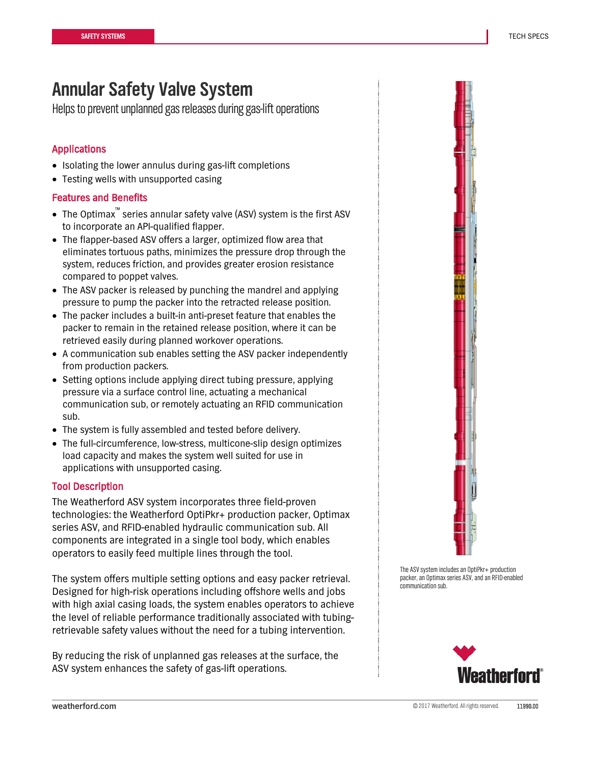SAFETY SYSTEMS

TECH SPECS

# Annular Safety Valve System

Helps to prevent unplanned gas releases during gas-lift operations

## Applications

- Isolating the lower annulus during gas-lift completions
- Testing wells with unsupported casing

## Features and Benefits

- The Optimax™ series annular safety valve (ASV) system is the first ASV to incorporate an API-qualified flapper.
- The flapper-based ASV offers a larger, optimized flow area that eliminates tortuous paths, minimizes the pressure drop through the system, reduces friction, and provides greater erosion resistance compared to poppet valves.
- The ASV packer is released by punching the mandrel and applying pressure to pump the packer into the retracted release position.
- The packer includes a built-in anti-preset feature that enables the packer to remain in the retained release position, where it can be retrieved easily during planned workover operations.
- A communication sub enables setting the ASV packer independently from production packers.
- Setting options include applying direct tubing pressure, applying pressure via a surface control line, actuating a mechanical communication sub, or remotely actuating an RFID communication sub.
- The system is fully assembled and tested before delivery.
- The full-circumference, low-stress, multicone-slip design optimizes load capacity and makes the system well suited for use in applications with unsupported casing.

## Tool Description

The Weatherford ASV system incorporates three field-proven technologies: the Weatherford OptiPkr+ production packer, Optimax series ASV, and RFID-enabled hydraulic communication sub. All components are integrated in a single tool body, which enables operators to easily feed multiple lines through the tool.

The system offers multiple setting options and easy packer retrieval. Designed for high-risk operations including offshore wells and jobs with high axial casing loads, the system enables operators to achieve the level of reliable performance traditionally associated with tubing-retrievable safety values without the need for a tubing intervention.

By reducing the risk of unplanned gas releases at the surface, the ASV system enhances the safety of gas-lift operations.

The ASV system includes an OptiPkr+ production packer, an Optimax series ASV, and an RFID-enabled communication sub.

weatherford.com

© 2017 Weatherford. All rights reserved. 11990.00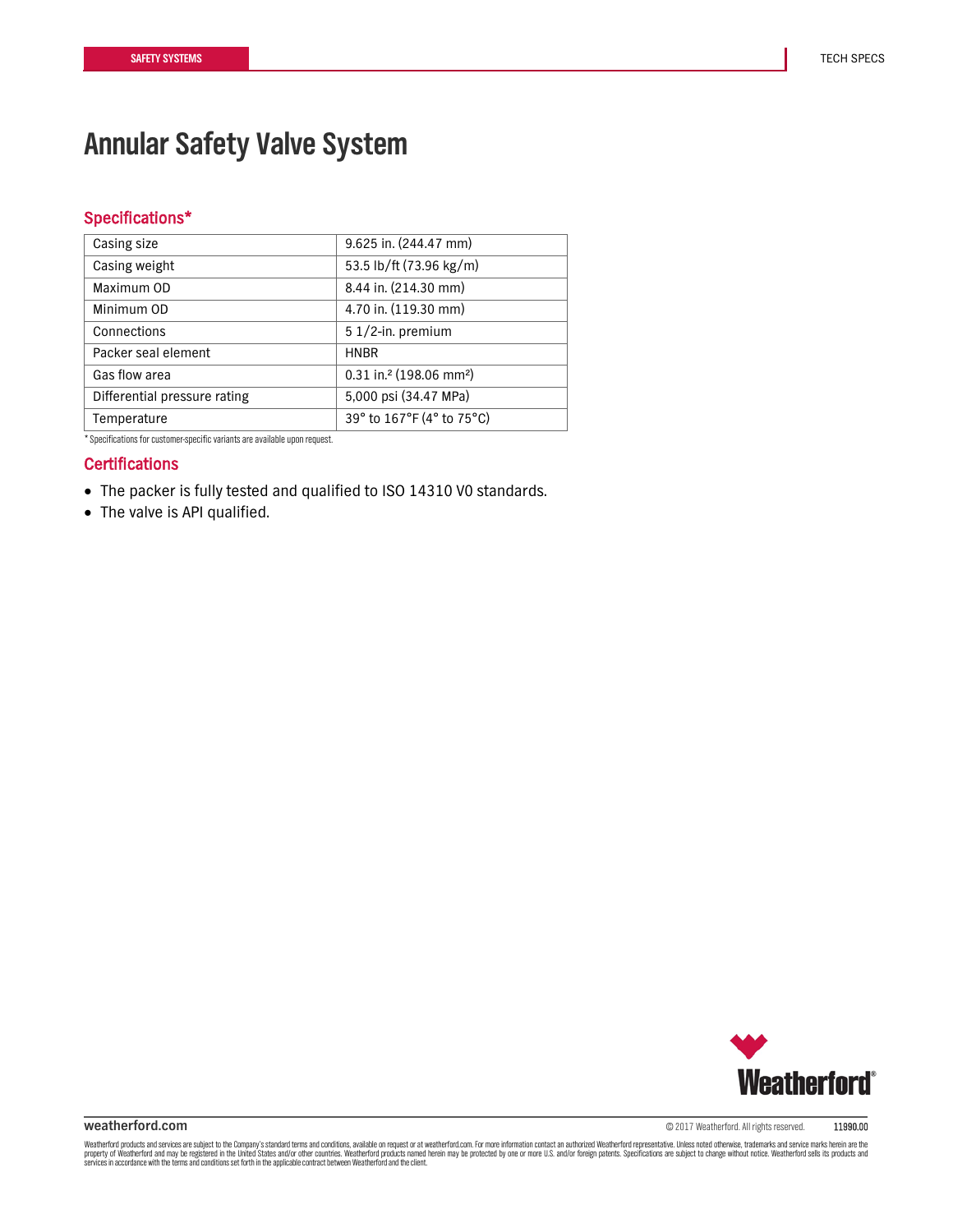# Annular Safety Valve System

## Specifications*

| | |
|---|---|
| Casing size | 9.625 in. (244.47 mm) |
| Casing weight | 53.5 lb/ft (73.96 kg/m) |
| Maximum OD | 8.44 in. (214.30 mm) |
| Minimum OD | 4.70 in. (119.30 mm) |
| Connections | 5 1/2-in. premium |
| Packer seal element | HNBR |
| Gas flow area | 0.31 in.$^2$ (198.06 mm$^2$) |
| Differential pressure rating | 5,000 psi (34.47 MPa) |
| Temperature | 39° to 167°F (4° to 75°C) |

* Specifications for customer-specific variants are available upon request.

## Certifications

- The packer is fully tested and qualified to ISO 14310 V0 standards.
- The valve is API qualified.

weatherford.com

© 2017 Weatherford. All rights reserved. 11990.00

Weatherford products and services are subject to the Company's standard terms and conditions, available on request or at weatherford.com. For more information contact an authorized Weatherford representative. Unless noted otherwise, trademarks and service marks herein are the property of Weatherford and may be registered in the United States and/or other countries. Weatherford products named herein may be protected by one or more U.S. and/or foreign patents. Specifications are subject to change without notice. Weatherford sells its products and services in accordance with the terms and conditions set forth in the applicable contract between Weatherford and the client.